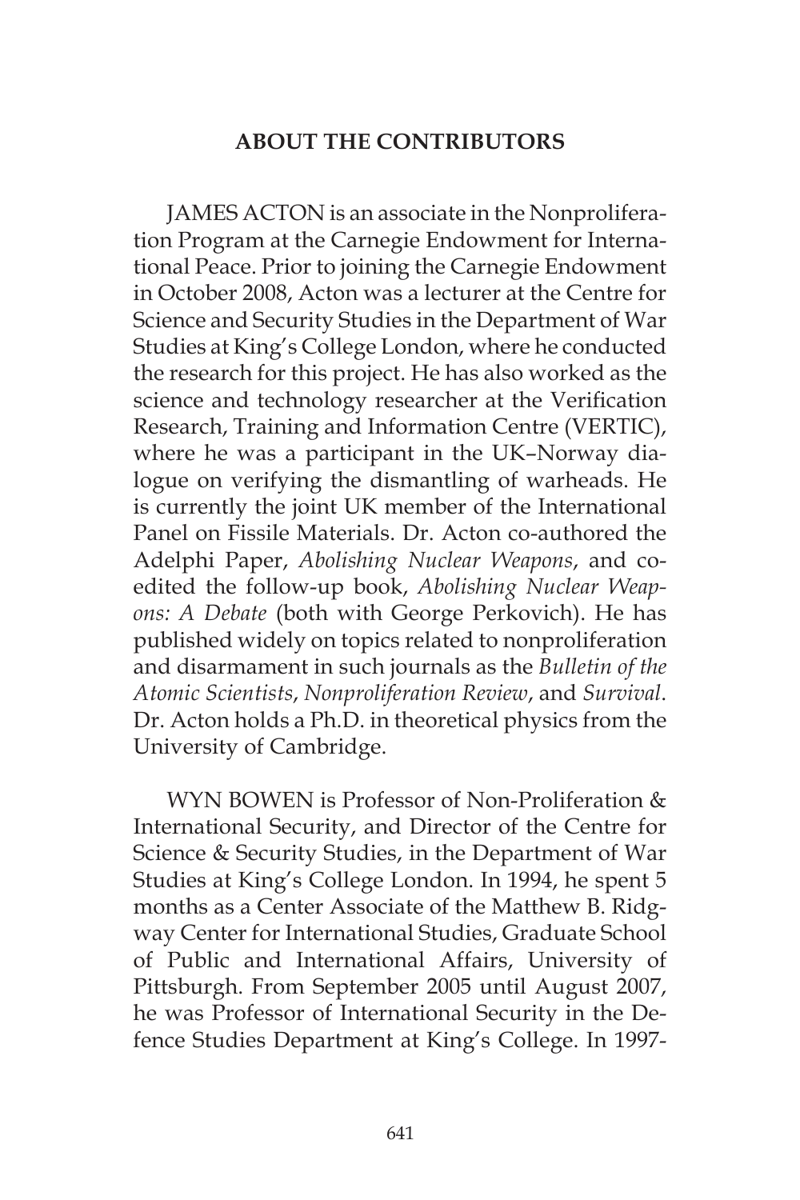## ABOUT THE CONTRIBUTORS

JAMES ACTON is an associate in the Nonproliferation Program at the Carnegie Endowment for International Peace. Prior to joining the Carnegie Endowment in October 2008, Acton was a lecturer at the Centre for Science and Security Studies in the Department of War Studies at King's College London, where he conducted the research for this project. He has also worked as the science and technology researcher at the Verification Research, Training and Information Centre (VERTIC), where he was a participant in the UK–Norway dialogue on verifying the dismantling of warheads. He is currently the joint UK member of the International Panel on Fissile Materials. Dr. Acton co-authored the Adelphi Paper, *Abolishing Nuclear Weapons*, and co-edited the follow-up book, *Abolishing Nuclear Weapons: A Debate* (both with George Perkovich). He has published widely on topics related to nonproliferation and disarmament in such journals as the *Bulletin of the Atomic Scientists*, *Nonproliferation Review*, and *Survival*. Dr. Acton holds a Ph.D. in theoretical physics from the University of Cambridge.

WYN BOWEN is Professor of Non-Proliferation & International Security, and Director of the Centre for Science & Security Studies, in the Department of War Studies at King's College London. In 1994, he spent 5 months as a Center Associate of the Matthew B. Ridgway Center for International Studies, Graduate School of Public and International Affairs, University of Pittsburgh. From September 2005 until August 2007, he was Professor of International Security in the Defence Studies Department at King's College. In 1997-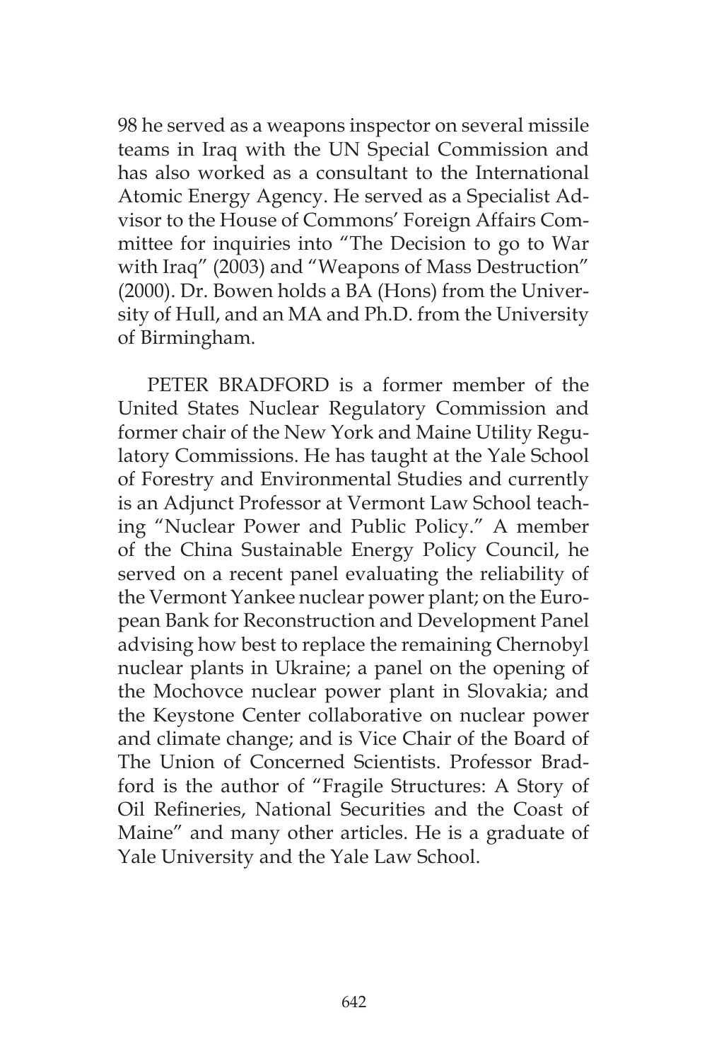98 he served as a weapons inspector on several missile teams in Iraq with the UN Special Commission and has also worked as a consultant to the International Atomic Energy Agency. He served as a Specialist Advisor to the House of Commons' Foreign Affairs Committee for inquiries into "The Decision to go to War with Iraq" (2003) and "Weapons of Mass Destruction" (2000). Dr. Bowen holds a BA (Hons) from the University of Hull, and an MA and Ph.D. from the University of Birmingham.

PETER BRADFORD is a former member of the United States Nuclear Regulatory Commission and former chair of the New York and Maine Utility Regulatory Commissions. He has taught at the Yale School of Forestry and Environmental Studies and currently is an Adjunct Professor at Vermont Law School teaching "Nuclear Power and Public Policy." A member of the China Sustainable Energy Policy Council, he served on a recent panel evaluating the reliability of the Vermont Yankee nuclear power plant; on the European Bank for Reconstruction and Development Panel advising how best to replace the remaining Chernobyl nuclear plants in Ukraine; a panel on the opening of the Mochovce nuclear power plant in Slovakia; and the Keystone Center collaborative on nuclear power and climate change; and is Vice Chair of the Board of The Union of Concerned Scientists. Professor Bradford is the author of "Fragile Structures: A Story of Oil Refineries, National Securities and the Coast of Maine" and many other articles. He is a graduate of Yale University and the Yale Law School.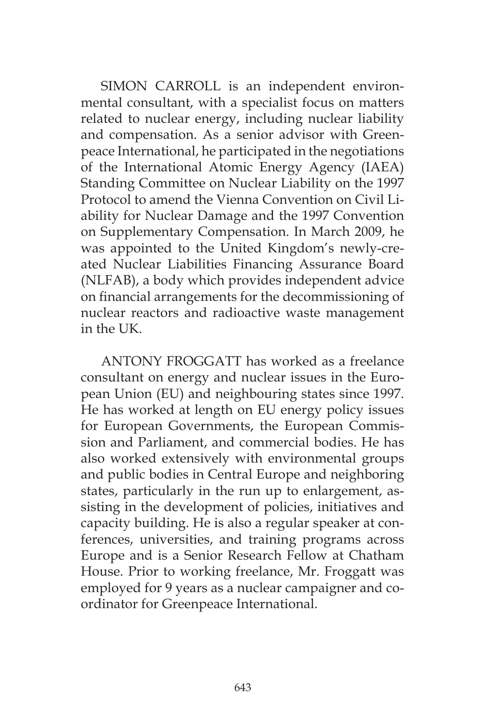SIMON CARROLL is an independent environmental consultant, with a specialist focus on matters related to nuclear energy, including nuclear liability and compensation. As a senior advisor with Greenpeace International, he participated in the negotiations of the International Atomic Energy Agency (IAEA) Standing Committee on Nuclear Liability on the 1997 Protocol to amend the Vienna Convention on Civil Liability for Nuclear Damage and the 1997 Convention on Supplementary Compensation. In March 2009, he was appointed to the United Kingdom's newly-created Nuclear Liabilities Financing Assurance Board (NLFAB), a body which provides independent advice on financial arrangements for the decommissioning of nuclear reactors and radioactive waste management in the UK.

ANTONY FROGGATT has worked as a freelance consultant on energy and nuclear issues in the European Union (EU) and neighbouring states since 1997. He has worked at length on EU energy policy issues for European Governments, the European Commission and Parliament, and commercial bodies. He has also worked extensively with environmental groups and public bodies in Central Europe and neighboring states, particularly in the run up to enlargement, assisting in the development of policies, initiatives and capacity building. He is also a regular speaker at conferences, universities, and training programs across Europe and is a Senior Research Fellow at Chatham House. Prior to working freelance, Mr. Froggatt was employed for 9 years as a nuclear campaigner and coordinator for Greenpeace International.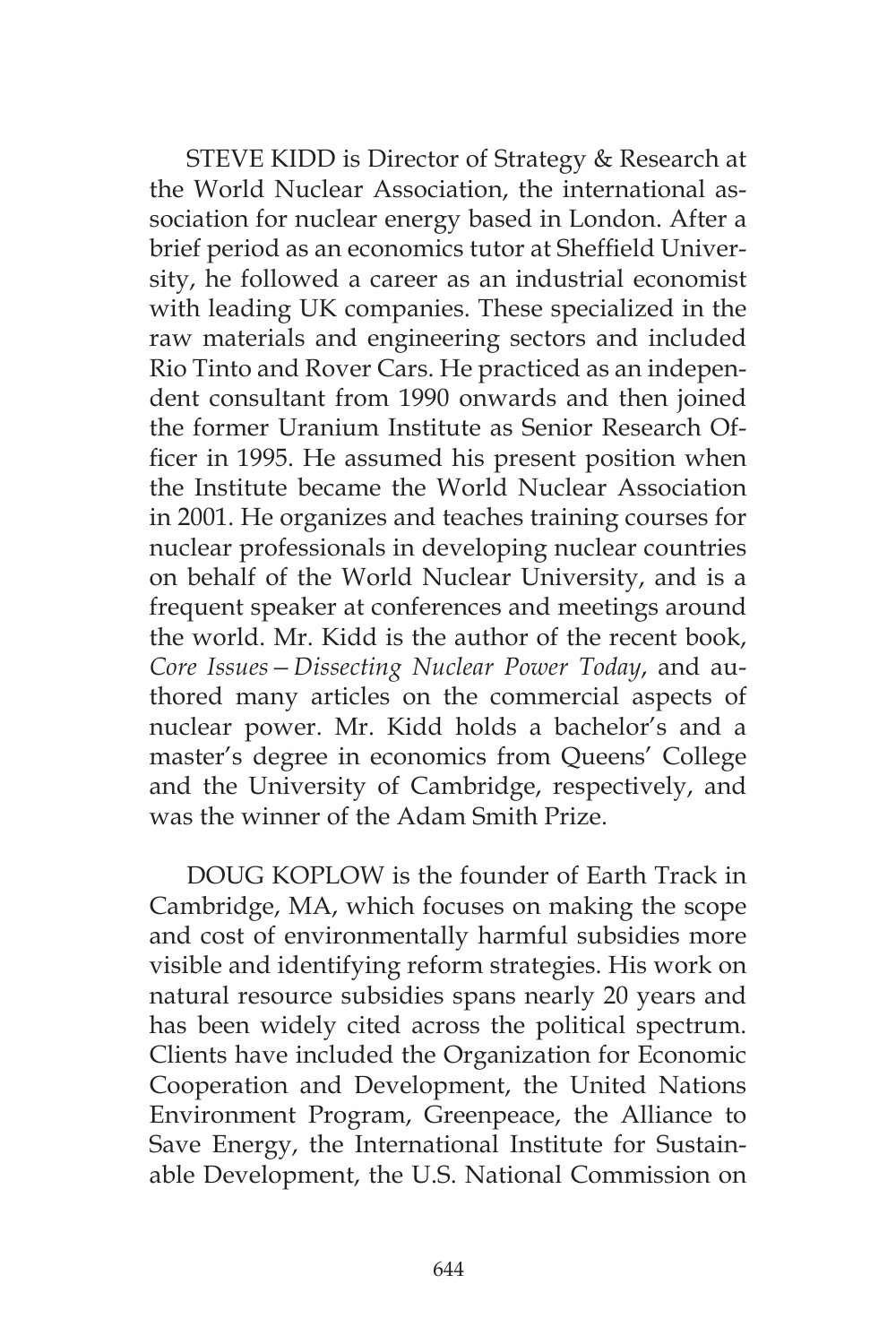STEVE KIDD is Director of Strategy & Research at the World Nuclear Association, the international association for nuclear energy based in London. After a brief period as an economics tutor at Sheffield University, he followed a career as an industrial economist with leading UK companies. These specialized in the raw materials and engineering sectors and included Rio Tinto and Rover Cars. He practiced as an independent consultant from 1990 onwards and then joined the former Uranium Institute as Senior Research Officer in 1995. He assumed his present position when the Institute became the World Nuclear Association in 2001. He organizes and teaches training courses for nuclear professionals in developing nuclear countries on behalf of the World Nuclear University, and is a frequent speaker at conferences and meetings around the world. Mr. Kidd is the author of the recent book, *Core Issues—Dissecting Nuclear Power Today*, and authored many articles on the commercial aspects of nuclear power. Mr. Kidd holds a bachelor's and a master's degree in economics from Queens' College and the University of Cambridge, respectively, and was the winner of the Adam Smith Prize.

DOUG KOPLOW is the founder of Earth Track in Cambridge, MA, which focuses on making the scope and cost of environmentally harmful subsidies more visible and identifying reform strategies. His work on natural resource subsidies spans nearly 20 years and has been widely cited across the political spectrum. Clients have included the Organization for Economic Cooperation and Development, the United Nations Environment Program, Greenpeace, the Alliance to Save Energy, the International Institute for Sustainable Development, the U.S. National Commission on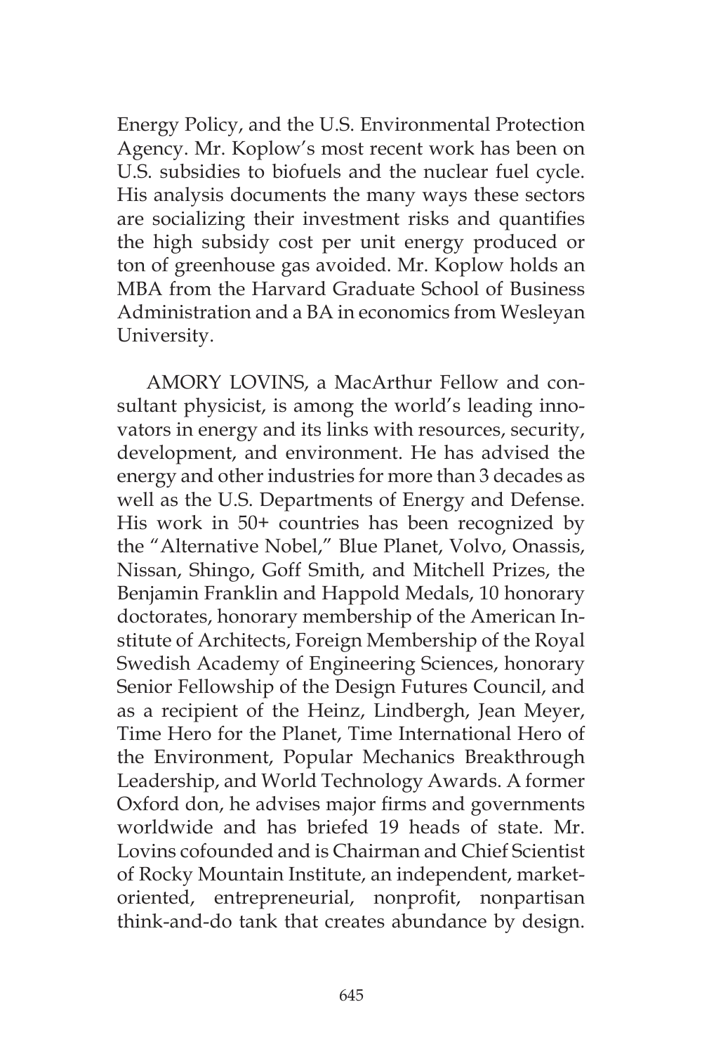Energy Policy, and the U.S. Environmental Protection Agency. Mr. Koplow's most recent work has been on U.S. subsidies to biofuels and the nuclear fuel cycle. His analysis documents the many ways these sectors are socializing their investment risks and quantifies the high subsidy cost per unit energy produced or ton of greenhouse gas avoided. Mr. Koplow holds an MBA from the Harvard Graduate School of Business Administration and a BA in economics from Wesleyan University.

AMORY LOVINS, a MacArthur Fellow and consultant physicist, is among the world's leading innovators in energy and its links with resources, security, development, and environment. He has advised the energy and other industries for more than 3 decades as well as the U.S. Departments of Energy and Defense. His work in 50+ countries has been recognized by the "Alternative Nobel," Blue Planet, Volvo, Onassis, Nissan, Shingo, Goff Smith, and Mitchell Prizes, the Benjamin Franklin and Happold Medals, 10 honorary doctorates, honorary membership of the American Institute of Architects, Foreign Membership of the Royal Swedish Academy of Engineering Sciences, honorary Senior Fellowship of the Design Futures Council, and as a recipient of the Heinz, Lindbergh, Jean Meyer, Time Hero for the Planet, Time International Hero of the Environment, Popular Mechanics Breakthrough Leadership, and World Technology Awards. A former Oxford don, he advises major firms and governments worldwide and has briefed 19 heads of state. Mr. Lovins cofounded and is Chairman and Chief Scientist of Rocky Mountain Institute, an independent, market-oriented, entrepreneurial, nonprofit, nonpartisan think-and-do tank that creates abundance by design.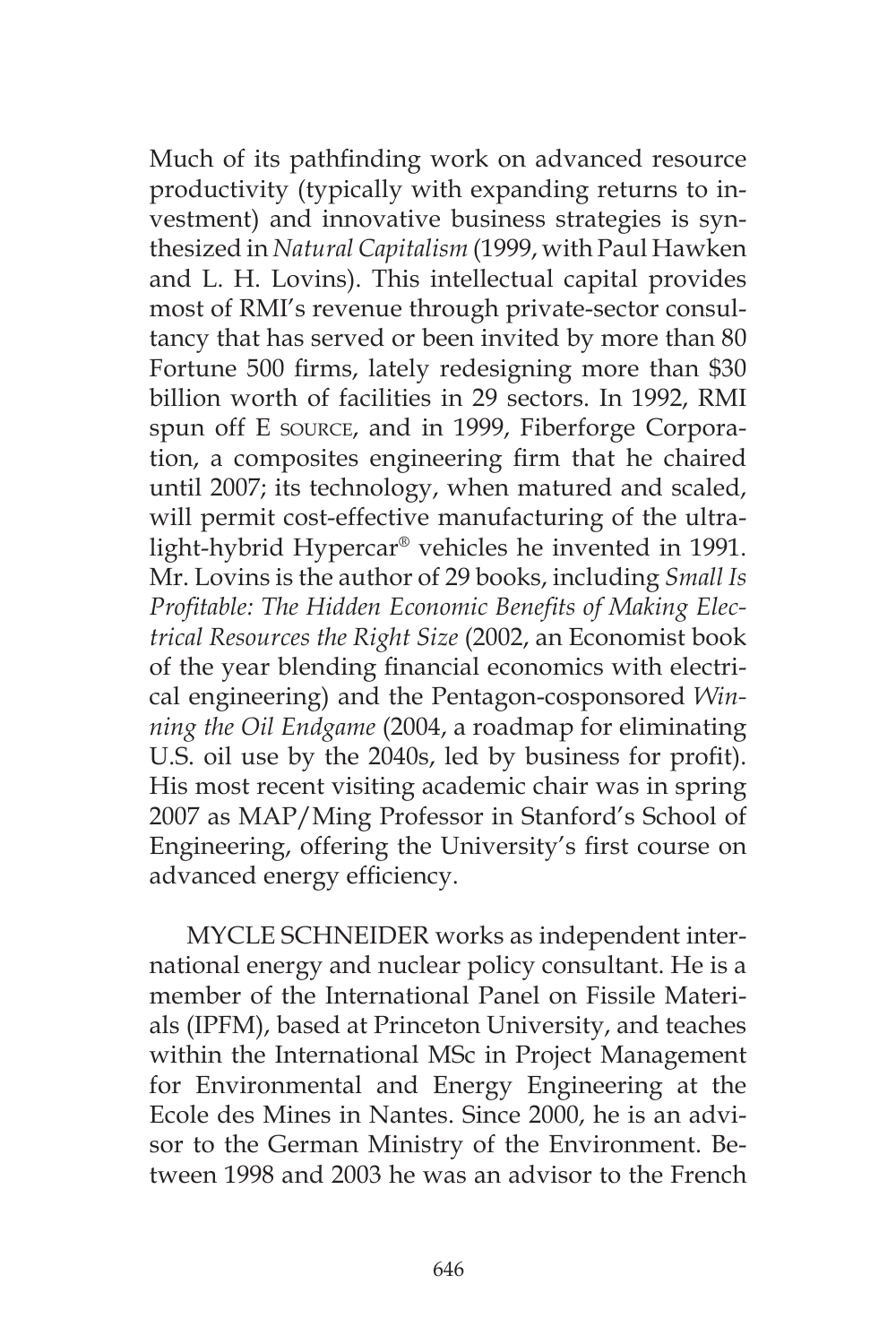Much of its pathfinding work on advanced resource productivity (typically with expanding returns to investment) and innovative business strategies is synthesized in *Natural Capitalism* (1999, with Paul Hawken and L. H. Lovins). This intellectual capital provides most of RMI's revenue through private-sector consultancy that has served or been invited by more than 80 Fortune 500 firms, lately redesigning more than $30 billion worth of facilities in 29 sectors. In 1992, RMI spun off E SOURCE, and in 1999, Fiberforge Corporation, a composites engineering firm that he chaired until 2007; its technology, when matured and scaled, will permit cost-effective manufacturing of the ultralight-hybrid Hypercar® vehicles he invented in 1991. Mr. Lovins is the author of 29 books, including *Small Is Profitable: The Hidden Economic Benefits of Making Electrical Resources the Right Size* (2002, an Economist book of the year blending financial economics with electrical engineering) and the Pentagon-cosponsored *Winning the Oil Endgame* (2004, a roadmap for eliminating U.S. oil use by the 2040s, led by business for profit). His most recent visiting academic chair was in spring 2007 as MAP/Ming Professor in Stanford's School of Engineering, offering the University's first course on advanced energy efficiency.

MYCLE SCHNEIDER works as independent international energy and nuclear policy consultant. He is a member of the International Panel on Fissile Materials (IPFM), based at Princeton University, and teaches within the International MSc in Project Management for Environmental and Energy Engineering at the Ecole des Mines in Nantes. Since 2000, he is an advisor to the German Ministry of the Environment. Between 1998 and 2003 he was an advisor to the French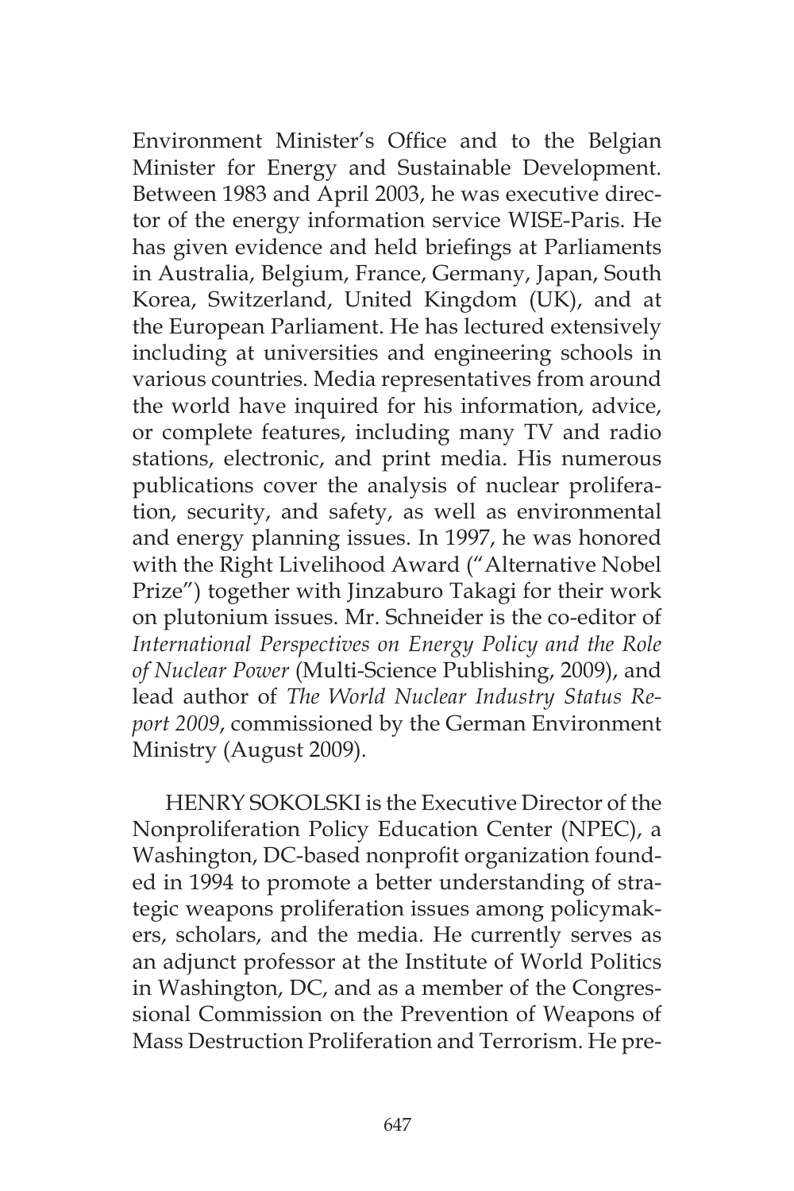Environment Minister's Office and to the Belgian Minister for Energy and Sustainable Development. Between 1983 and April 2003, he was executive director of the energy information service WISE-Paris. He has given evidence and held briefings at Parliaments in Australia, Belgium, France, Germany, Japan, South Korea, Switzerland, United Kingdom (UK), and at the European Parliament. He has lectured extensively including at universities and engineering schools in various countries. Media representatives from around the world have inquired for his information, advice, or complete features, including many TV and radio stations, electronic, and print media. His numerous publications cover the analysis of nuclear proliferation, security, and safety, as well as environmental and energy planning issues. In 1997, he was honored with the Right Livelihood Award ("Alternative Nobel Prize") together with Jinzaburo Takagi for their work on plutonium issues. Mr. Schneider is the co-editor of *International Perspectives on Energy Policy and the Role of Nuclear Power* (Multi-Science Publishing, 2009), and lead author of *The World Nuclear Industry Status Report 2009*, commissioned by the German Environment Ministry (August 2009).

HENRY SOKOLSKI is the Executive Director of the Nonproliferation Policy Education Center (NPEC), a Washington, DC-based nonprofit organization founded in 1994 to promote a better understanding of strategic weapons proliferation issues among policymakers, scholars, and the media. He currently serves as an adjunct professor at the Institute of World Politics in Washington, DC, and as a member of the Congressional Commission on the Prevention of Weapons of Mass Destruction Proliferation and Terrorism. He pre-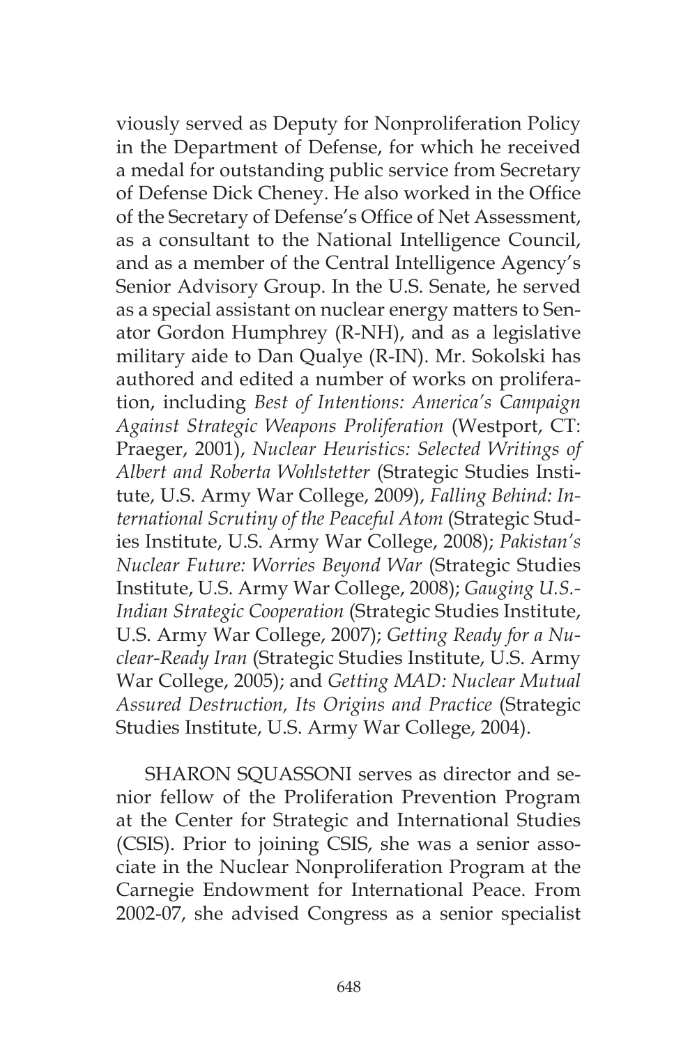viously served as Deputy for Nonproliferation Policy in the Department of Defense, for which he received a medal for outstanding public service from Secretary of Defense Dick Cheney. He also worked in the Office of the Secretary of Defense's Office of Net Assessment, as a consultant to the National Intelligence Council, and as a member of the Central Intelligence Agency's Senior Advisory Group. In the U.S. Senate, he served as a special assistant on nuclear energy matters to Senator Gordon Humphrey (R-NH), and as a legislative military aide to Dan Qualye (R-IN). Mr. Sokolski has authored and edited a number of works on proliferation, including *Best of Intentions: America's Campaign Against Strategic Weapons Proliferation* (Westport, CT: Praeger, 2001), *Nuclear Heuristics: Selected Writings of Albert and Roberta Wohlstetter* (Strategic Studies Institute, U.S. Army War College, 2009), *Falling Behind: International Scrutiny of the Peaceful Atom* (Strategic Studies Institute, U.S. Army War College, 2008); *Pakistan's Nuclear Future: Worries Beyond War* (Strategic Studies Institute, U.S. Army War College, 2008); *Gauging U.S.-Indian Strategic Cooperation* (Strategic Studies Institute, U.S. Army War College, 2007); *Getting Ready for a Nuclear-Ready Iran* (Strategic Studies Institute, U.S. Army War College, 2005); and *Getting MAD: Nuclear Mutual Assured Destruction, Its Origins and Practice* (Strategic Studies Institute, U.S. Army War College, 2004).

SHARON SQUASSONI serves as director and senior fellow of the Proliferation Prevention Program at the Center for Strategic and International Studies (CSIS). Prior to joining CSIS, she was a senior associate in the Nuclear Nonproliferation Program at the Carnegie Endowment for International Peace. From 2002-07, she advised Congress as a senior specialist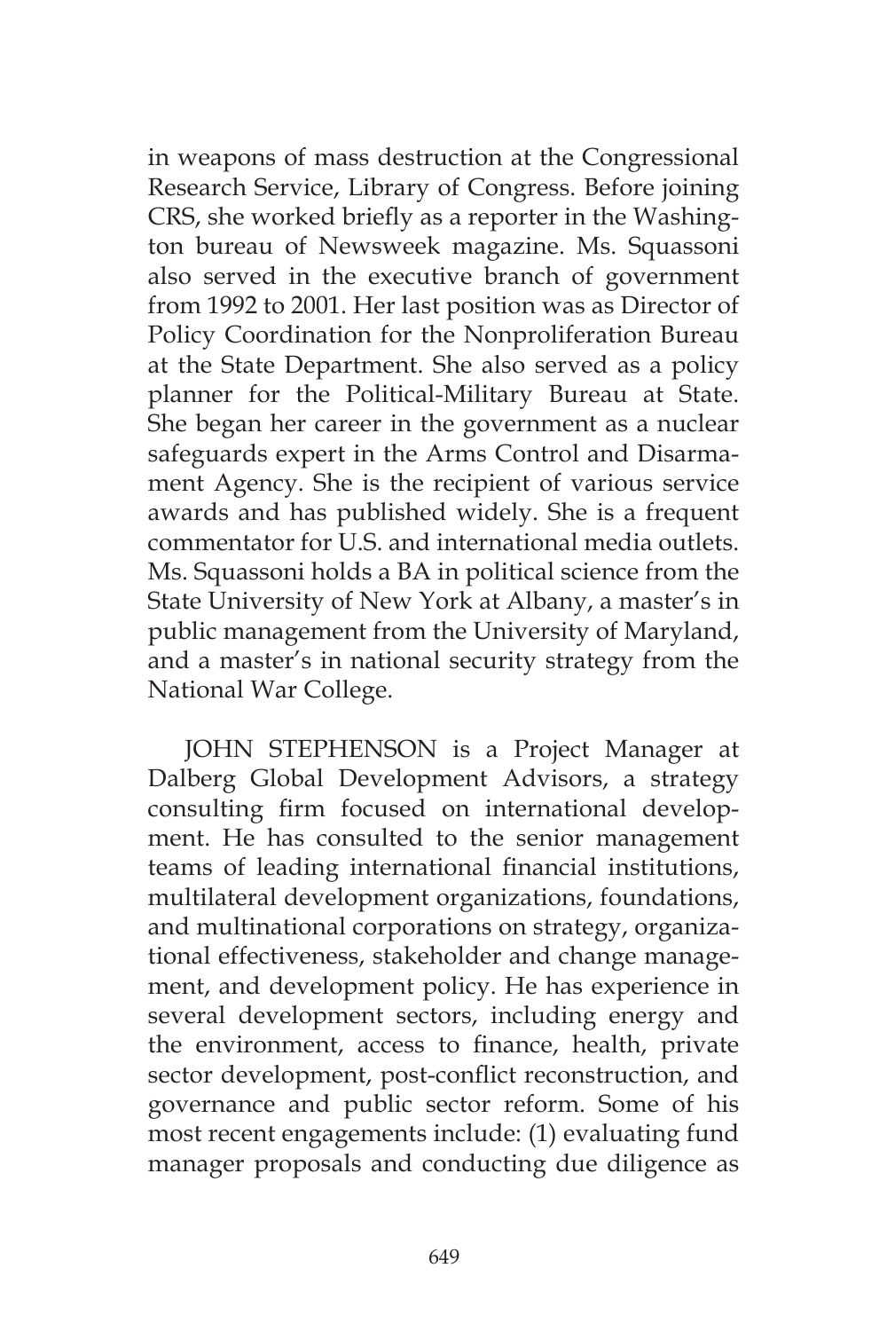in weapons of mass destruction at the Congressional Research Service, Library of Congress. Before joining CRS, she worked briefly as a reporter in the Washington bureau of Newsweek magazine. Ms. Squassoni also served in the executive branch of government from 1992 to 2001. Her last position was as Director of Policy Coordination for the Nonproliferation Bureau at the State Department. She also served as a policy planner for the Political-Military Bureau at State. She began her career in the government as a nuclear safeguards expert in the Arms Control and Disarmament Agency. She is the recipient of various service awards and has published widely. She is a frequent commentator for U.S. and international media outlets. Ms. Squassoni holds a BA in political science from the State University of New York at Albany, a master's in public management from the University of Maryland, and a master's in national security strategy from the National War College.

JOHN STEPHENSON is a Project Manager at Dalberg Global Development Advisors, a strategy consulting firm focused on international development. He has consulted to the senior management teams of leading international financial institutions, multilateral development organizations, foundations, and multinational corporations on strategy, organizational effectiveness, stakeholder and change management, and development policy. He has experience in several development sectors, including energy and the environment, access to finance, health, private sector development, post-conflict reconstruction, and governance and public sector reform. Some of his most recent engagements include: (1) evaluating fund manager proposals and conducting due diligence as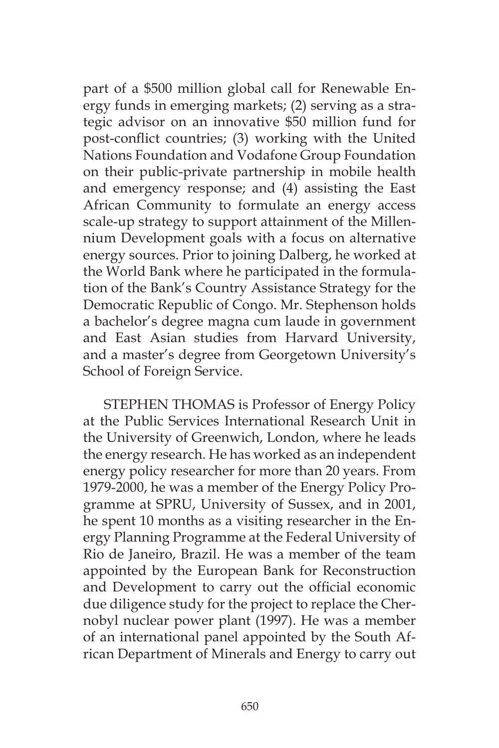part of a $500 million global call for Renewable Energy funds in emerging markets; (2) serving as a strategic advisor on an innovative $50 million fund for post-conflict countries; (3) working with the United Nations Foundation and Vodafone Group Foundation on their public-private partnership in mobile health and emergency response; and (4) assisting the East African Community to formulate an energy access scale-up strategy to support attainment of the Millennium Development goals with a focus on alternative energy sources. Prior to joining Dalberg, he worked at the World Bank where he participated in the formulation of the Bank's Country Assistance Strategy for the Democratic Republic of Congo. Mr. Stephenson holds a bachelor's degree magna cum laude in government and East Asian studies from Harvard University, and a master's degree from Georgetown University's School of Foreign Service.

STEPHEN THOMAS is Professor of Energy Policy at the Public Services International Research Unit in the University of Greenwich, London, where he leads the energy research. He has worked as an independent energy policy researcher for more than 20 years. From 1979-2000, he was a member of the Energy Policy Programme at SPRU, University of Sussex, and in 2001, he spent 10 months as a visiting researcher in the Energy Planning Programme at the Federal University of Rio de Janeiro, Brazil. He was a member of the team appointed by the European Bank for Reconstruction and Development to carry out the official economic due diligence study for the project to replace the Chernobyl nuclear power plant (1997). He was a member of an international panel appointed by the South African Department of Minerals and Energy to carry out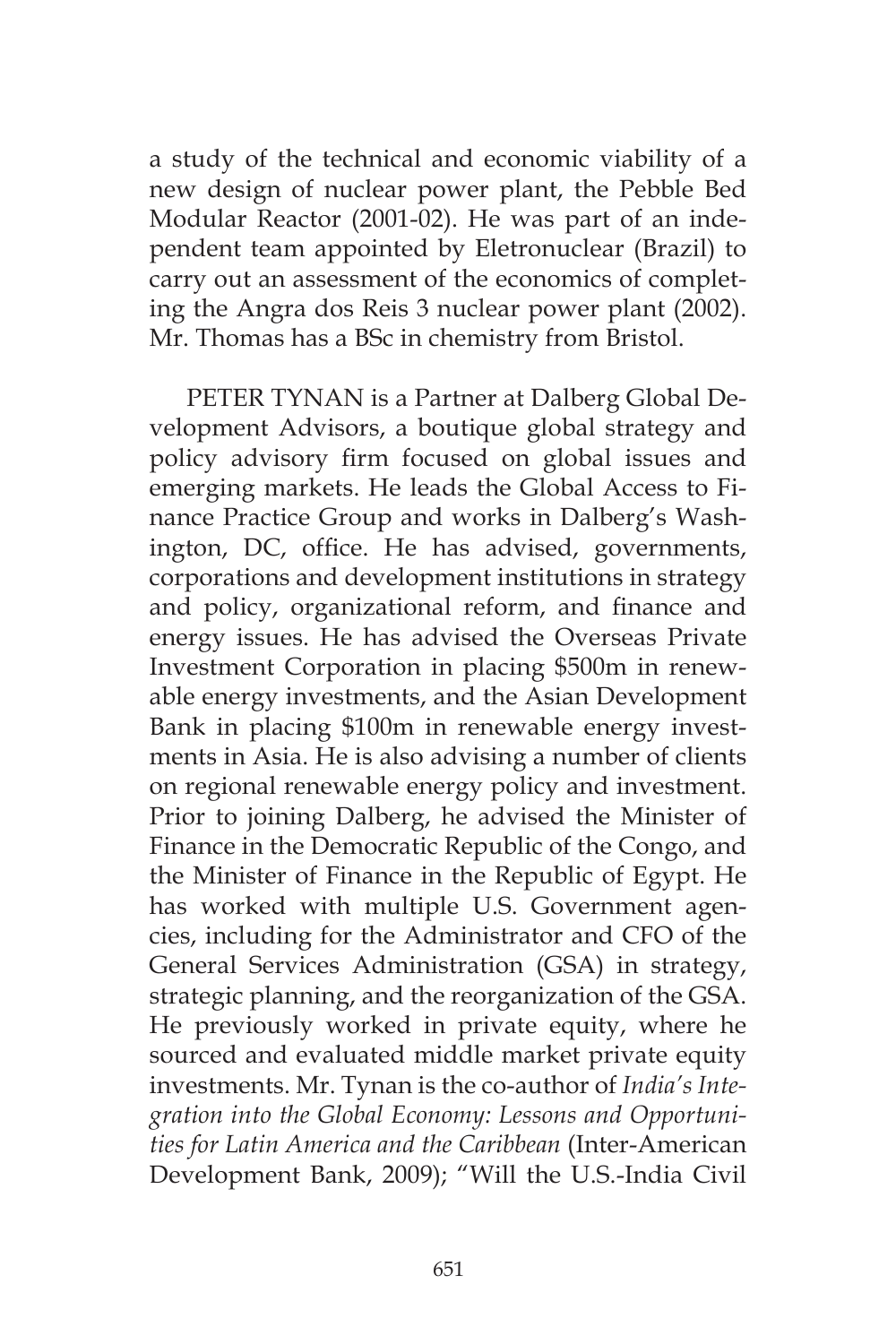a study of the technical and economic viability of a new design of nuclear power plant, the Pebble Bed Modular Reactor (2001-02). He was part of an independent team appointed by Eletronuclear (Brazil) to carry out an assessment of the economics of completing the Angra dos Reis 3 nuclear power plant (2002). Mr. Thomas has a BSc in chemistry from Bristol.

PETER TYNAN is a Partner at Dalberg Global Development Advisors, a boutique global strategy and policy advisory firm focused on global issues and emerging markets. He leads the Global Access to Finance Practice Group and works in Dalberg's Washington, DC, office. He has advised, governments, corporations and development institutions in strategy and policy, organizational reform, and finance and energy issues. He has advised the Overseas Private Investment Corporation in placing $500m in renewable energy investments, and the Asian Development Bank in placing $100m in renewable energy investments in Asia. He is also advising a number of clients on regional renewable energy policy and investment. Prior to joining Dalberg, he advised the Minister of Finance in the Democratic Republic of the Congo, and the Minister of Finance in the Republic of Egypt. He has worked with multiple U.S. Government agencies, including for the Administrator and CFO of the General Services Administration (GSA) in strategy, strategic planning, and the reorganization of the GSA. He previously worked in private equity, where he sourced and evaluated middle market private equity investments. Mr. Tynan is the co-author of *India's Integration into the Global Economy: Lessons and Opportunities for Latin America and the Caribbean* (Inter-American Development Bank, 2009); "Will the U.S.-India Civil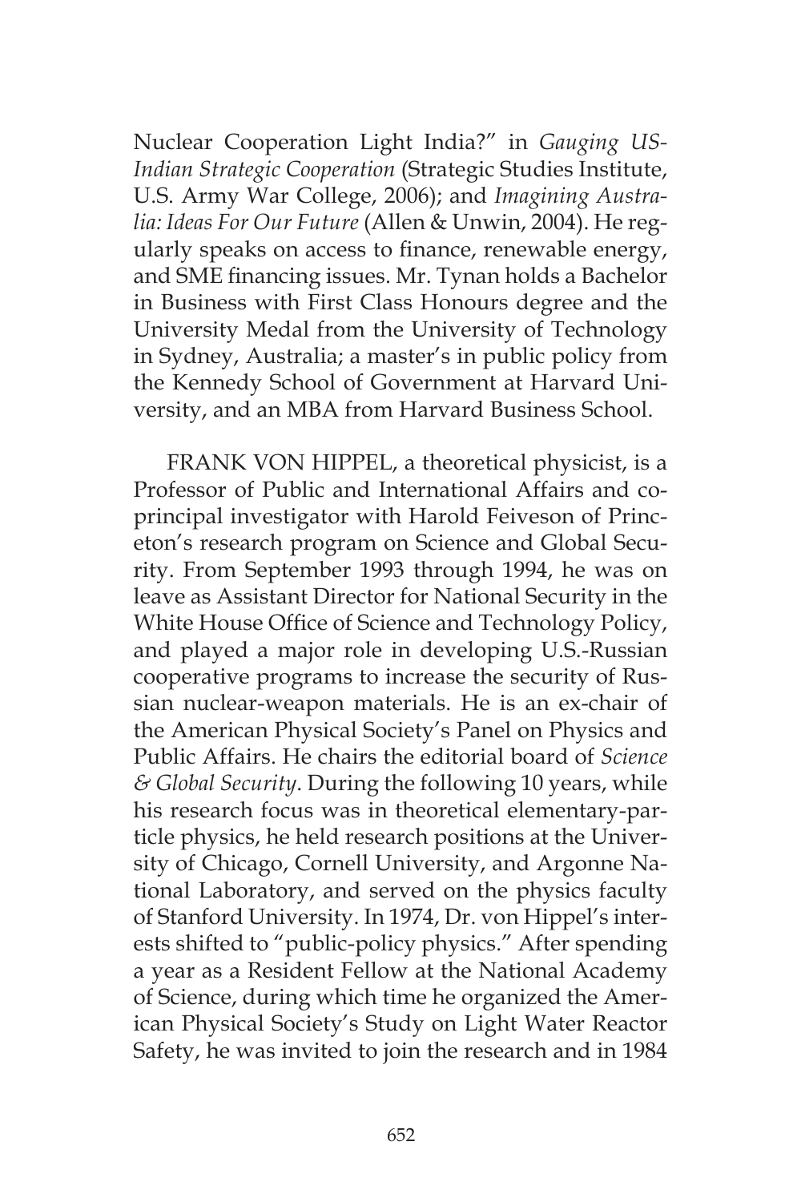Nuclear Cooperation Light India?" in *Gauging US-Indian Strategic Cooperation* (Strategic Studies Institute, U.S. Army War College, 2006); and *Imagining Australia: Ideas For Our Future* (Allen & Unwin, 2004). He regularly speaks on access to finance, renewable energy, and SME financing issues. Mr. Tynan holds a Bachelor in Business with First Class Honours degree and the University Medal from the University of Technology in Sydney, Australia; a master's in public policy from the Kennedy School of Government at Harvard University, and an MBA from Harvard Business School.

FRANK VON HIPPEL, a theoretical physicist, is a Professor of Public and International Affairs and co-principal investigator with Harold Feiveson of Princeton's research program on Science and Global Security. From September 1993 through 1994, he was on leave as Assistant Director for National Security in the White House Office of Science and Technology Policy, and played a major role in developing U.S.-Russian cooperative programs to increase the security of Russian nuclear-weapon materials. He is an ex-chair of the American Physical Society's Panel on Physics and Public Affairs. He chairs the editorial board of *Science & Global Security*. During the following 10 years, while his research focus was in theoretical elementary-particle physics, he held research positions at the University of Chicago, Cornell University, and Argonne National Laboratory, and served on the physics faculty of Stanford University. In 1974, Dr. von Hippel's interests shifted to "public-policy physics." After spending a year as a Resident Fellow at the National Academy of Science, during which time he organized the American Physical Society's Study on Light Water Reactor Safety, he was invited to join the research and in 1984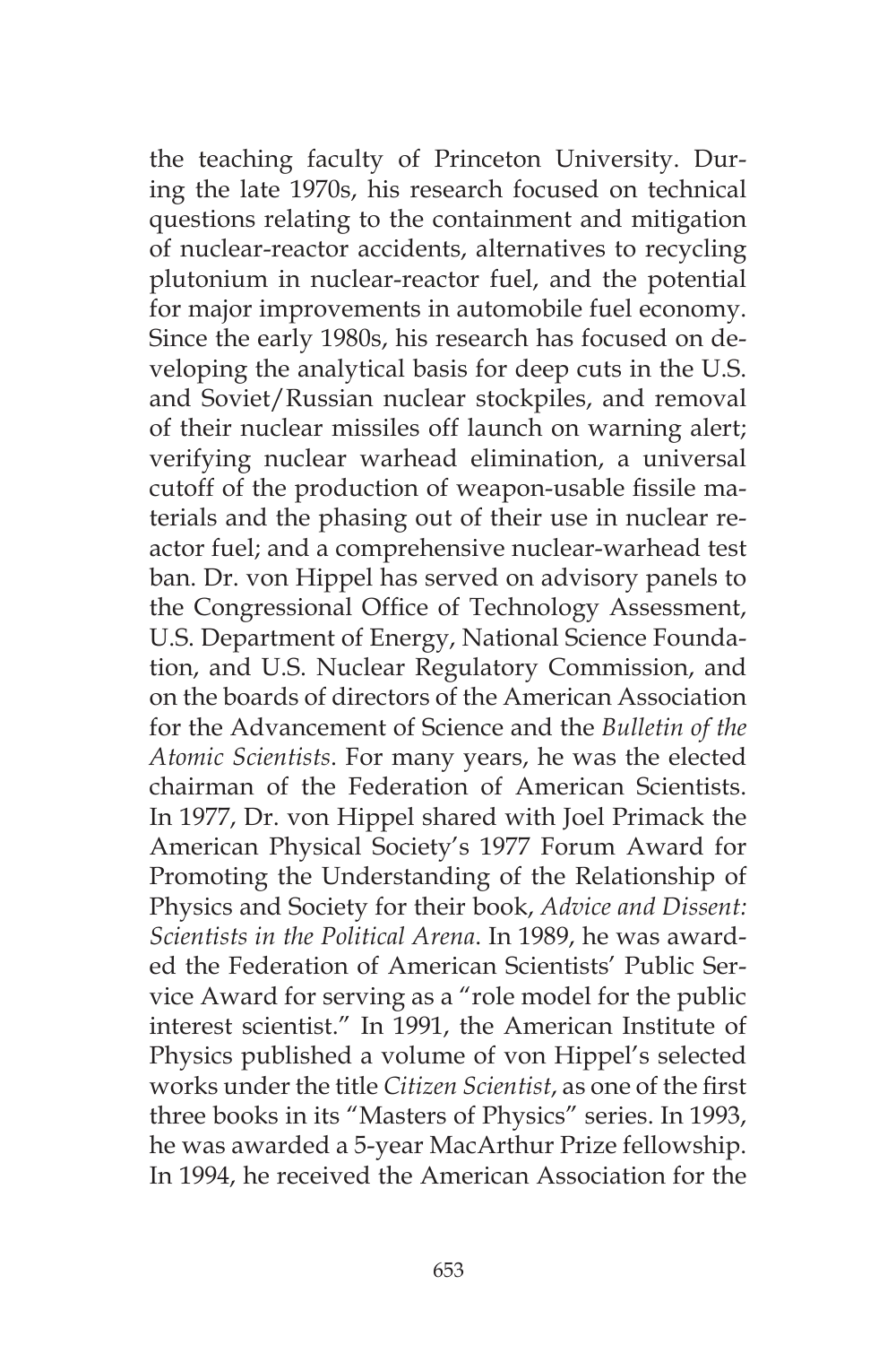the teaching faculty of Princeton University. During the late 1970s, his research focused on technical questions relating to the containment and mitigation of nuclear-reactor accidents, alternatives to recycling plutonium in nuclear-reactor fuel, and the potential for major improvements in automobile fuel economy. Since the early 1980s, his research has focused on developing the analytical basis for deep cuts in the U.S. and Soviet/Russian nuclear stockpiles, and removal of their nuclear missiles off launch on warning alert; verifying nuclear warhead elimination, a universal cutoff of the production of weapon-usable fissile materials and the phasing out of their use in nuclear reactor fuel; and a comprehensive nuclear-warhead test ban. Dr. von Hippel has served on advisory panels to the Congressional Office of Technology Assessment, U.S. Department of Energy, National Science Foundation, and U.S. Nuclear Regulatory Commission, and on the boards of directors of the American Association for the Advancement of Science and the *Bulletin of the Atomic Scientists*. For many years, he was the elected chairman of the Federation of American Scientists. In 1977, Dr. von Hippel shared with Joel Primack the American Physical Society's 1977 Forum Award for Promoting the Understanding of the Relationship of Physics and Society for their book, *Advice and Dissent: Scientists in the Political Arena*. In 1989, he was awarded the Federation of American Scientists' Public Service Award for serving as a "role model for the public interest scientist." In 1991, the American Institute of Physics published a volume of von Hippel's selected works under the title *Citizen Scientist*, as one of the first three books in its "Masters of Physics" series. In 1993, he was awarded a 5-year MacArthur Prize fellowship. In 1994, he received the American Association for the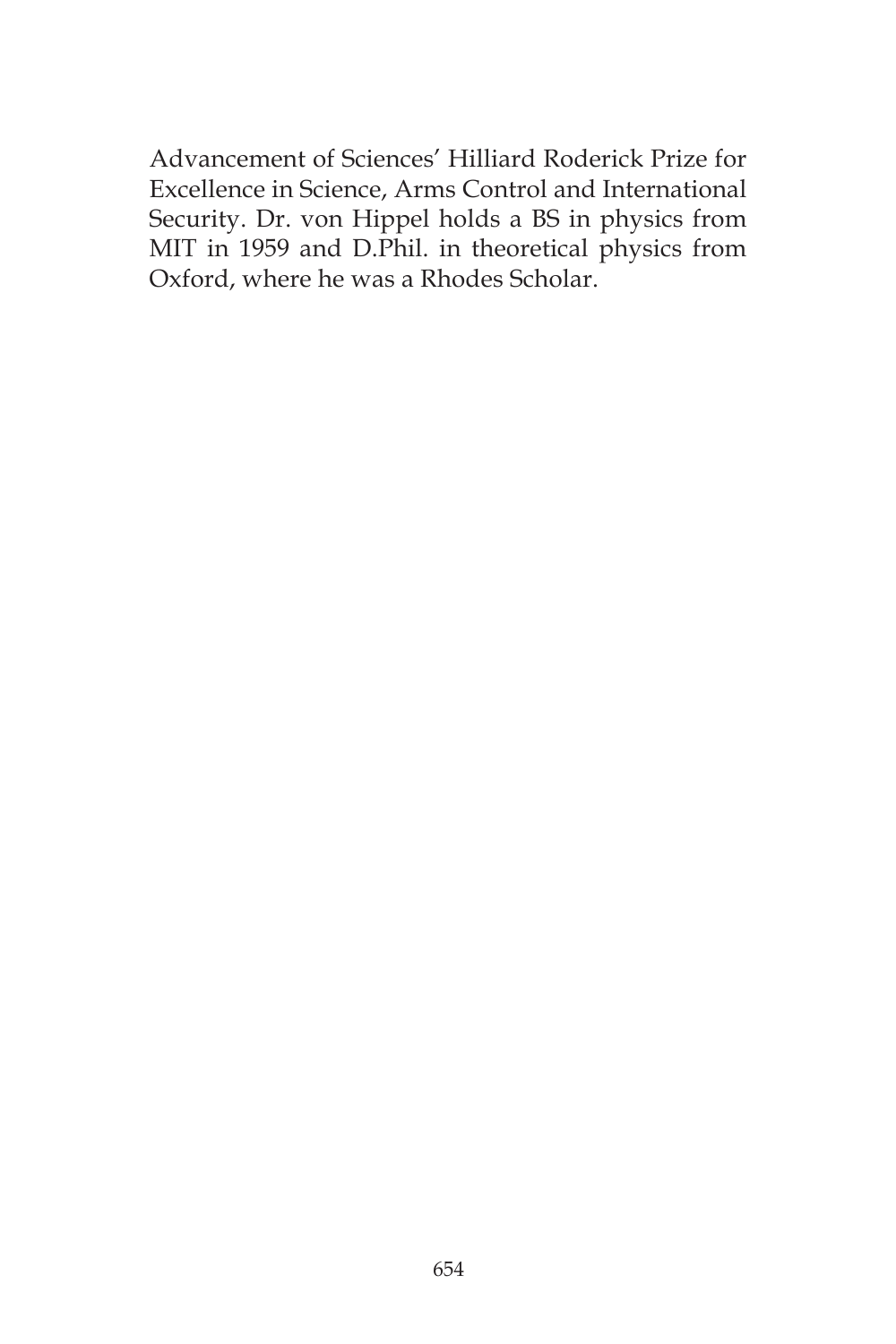Advancement of Sciences' Hilliard Roderick Prize for Excellence in Science, Arms Control and International Security. Dr. von Hippel holds a BS in physics from MIT in 1959 and D.Phil. in theoretical physics from Oxford, where he was a Rhodes Scholar.